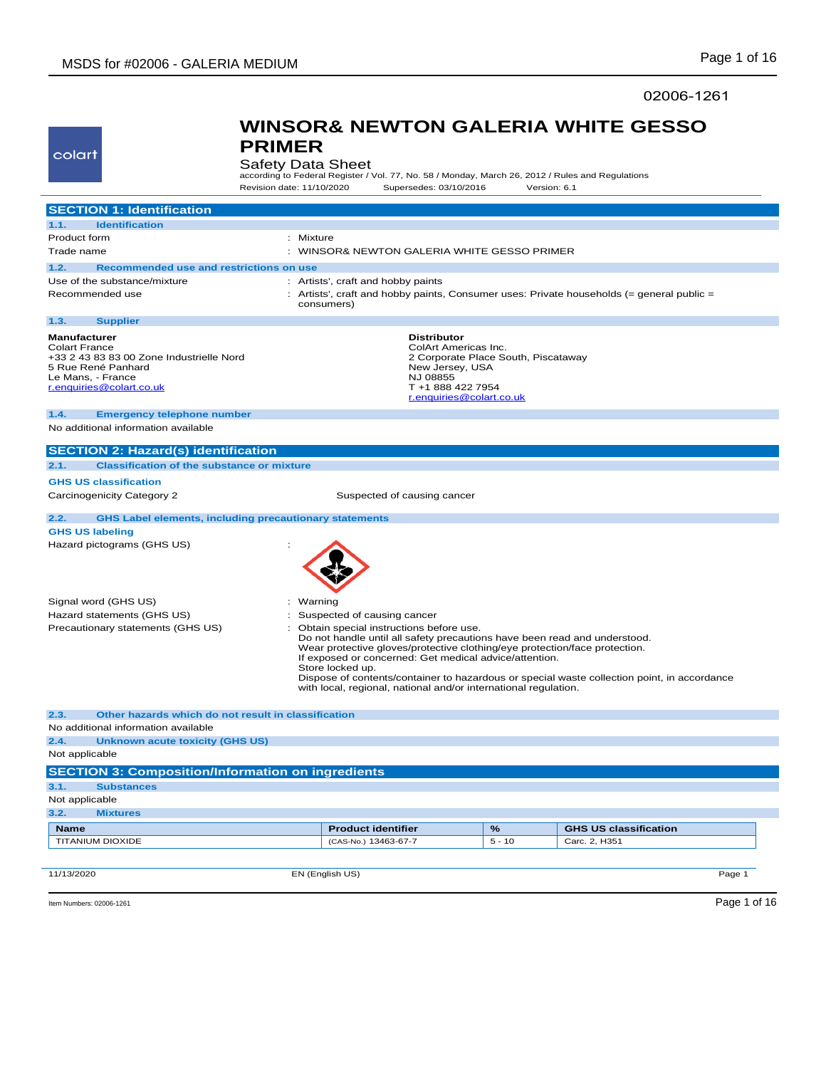02006-1261

colart

# WINSOR& NEWTON GALERIA WHITE GESSO PRIMER

Safety Data Sheet

according to Federal Register / Vol. 77, No. 58 / Monday, March 26, 2012 / Rules and Regulations

Revision date: 11/10/2020 Supersedes: 03/10/2016 Version: 6.1

## SECTION 1: Identification

### 1.1. Identification

Product form : Mixture

Trade name : WINSOR& NEWTON GALERIA WHITE GESSO PRIMER

### 1.2. Recommended use and restrictions on use

Use of the substance/mixture : Artists', craft and hobby paints

Recommended use : Artists', craft and hobby paints, Consumer uses: Private households (= general public = consumers)

### 1.3. Supplier

**Manufacturer**
Colart France
+33 2 43 83 83 00 Zone Industrielle Nord
5 Rue René Panhard
Le Mans, - France
r.enquiries@colart.co.uk

**Distributor**
ColArt Americas Inc.
2 Corporate Place South, Piscataway
New Jersey, USA
NJ 08855
T +1 888 422 7954
r.enquiries@colart.co.uk

### 1.4. Emergency telephone number

No additional information available

## SECTION 2: Hazard(s) identification

### 2.1. Classification of the substance or mixture

**GHS US classification**

Carcinogenicity Category 2 Suspected of causing cancer

### 2.2. GHS Label elements, including precautionary statements

**GHS US labeling**

Hazard pictograms (GHS US) :

Signal word (GHS US) : Warning

Hazard statements (GHS US) : Suspected of causing cancer

Precautionary statements (GHS US) : Obtain special instructions before use.
Do not handle until all safety precautions have been read and understood.
Wear protective gloves/protective clothing/eye protection/face protection.
If exposed or concerned: Get medical advice/attention.
Store locked up.
Dispose of contents/container to hazardous or special waste collection point, in accordance with local, regional, national and/or international regulation.

### 2.3. Other hazards which do not result in classification

No additional information available

### 2.4. Unknown acute toxicity (GHS US)

Not applicable

## SECTION 3: Composition/Information on ingredients

### 3.1. Substances

Not applicable

### 3.2. Mixtures

| Name | Product identifier | % | GHS US classification |
|---|---|---|---|
| TITANIUM DIOXIDE | (CAS-No.) 13463-67-7 | 5 - 10 | Carc. 2, H351 |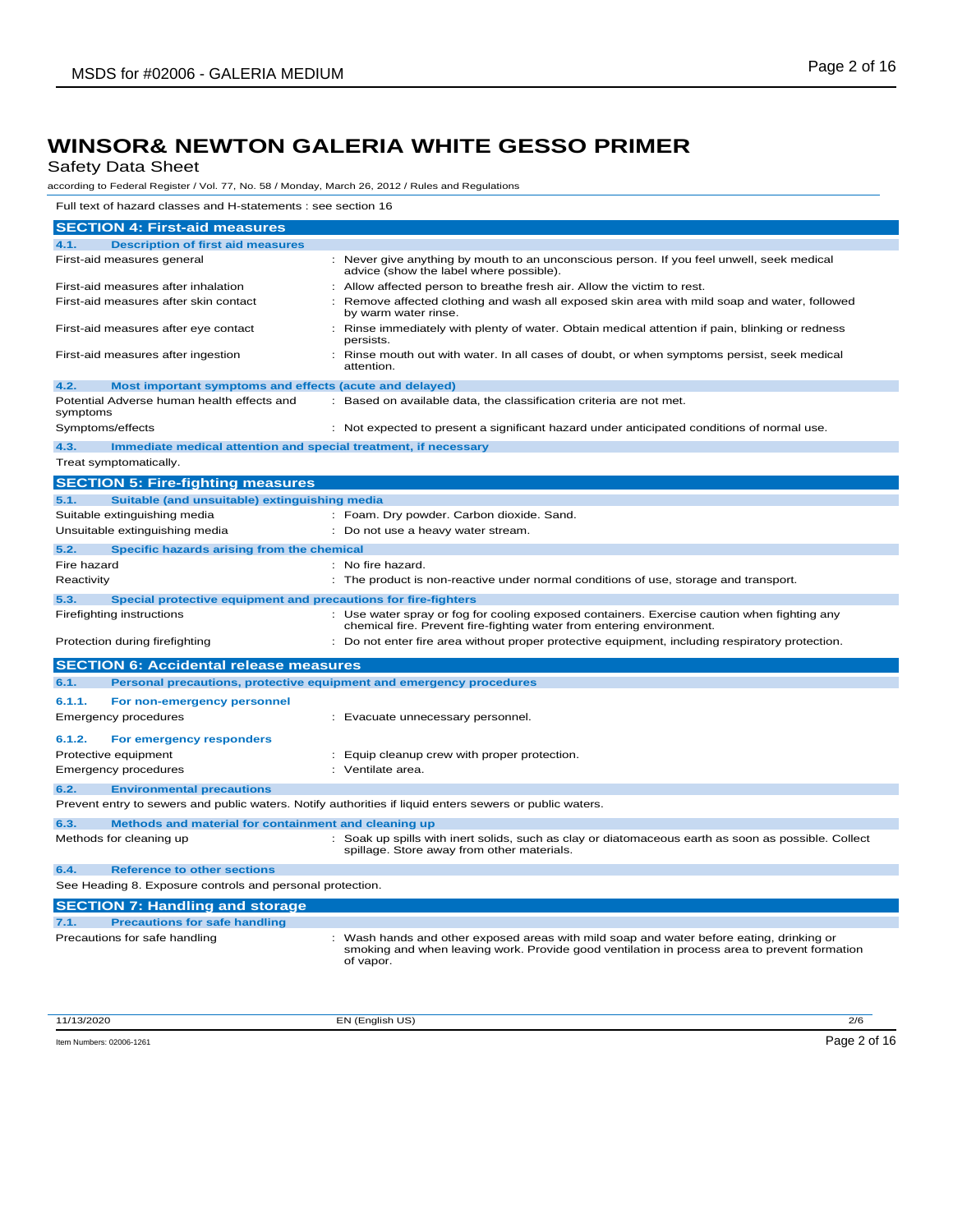# WINSOR& NEWTON GALERIA WHITE GESSO PRIMER

Safety Data Sheet

according to Federal Register / Vol. 77, No. 58 / Monday, March 26, 2012 / Rules and Regulations

Full text of hazard classes and H-statements : see section 16

## SECTION 4: First-aid measures

### 4.1. Description of first aid measures

| | |
|---|---|
| First-aid measures general | : Never give anything by mouth to an unconscious person. If you feel unwell, seek medical advice (show the label where possible). |
| First-aid measures after inhalation | : Allow affected person to breathe fresh air. Allow the victim to rest. |
| First-aid measures after skin contact | : Remove affected clothing and wash all exposed skin area with mild soap and water, followed by warm water rinse. |
| First-aid measures after eye contact | : Rinse immediately with plenty of water. Obtain medical attention if pain, blinking or redness persists. |
| First-aid measures after ingestion | : Rinse mouth out with water. In all cases of doubt, or when symptoms persist, seek medical attention. |

### 4.2. Most important symptoms and effects (acute and delayed)

| | |
|---|---|
| Potential Adverse human health effects and symptoms | : Based on available data, the classification criteria are not met. |
| Symptoms/effects | : Not expected to present a significant hazard under anticipated conditions of normal use. |

### 4.3. Immediate medical attention and special treatment, if necessary

Treat symptomatically.

## SECTION 5: Fire-fighting measures

### 5.1. Suitable (and unsuitable) extinguishing media

| | |
|---|---|
| Suitable extinguishing media | : Foam. Dry powder. Carbon dioxide. Sand. |
| Unsuitable extinguishing media | : Do not use a heavy water stream. |

### 5.2. Specific hazards arising from the chemical

| | |
|---|---|
| Fire hazard | : No fire hazard. |
| Reactivity | : The product is non-reactive under normal conditions of use, storage and transport. |

### 5.3. Special protective equipment and precautions for fire-fighters

| | |
|---|---|
| Firefighting instructions | : Use water spray or fog for cooling exposed containers. Exercise caution when fighting any chemical fire. Prevent fire-fighting water from entering environment. |
| Protection during firefighting | : Do not enter fire area without proper protective equipment, including respiratory protection. |

## SECTION 6: Accidental release measures

### 6.1. Personal precautions, protective equipment and emergency procedures

#### 6.1.1. For non-emergency personnel

| | |
|---|---|
| Emergency procedures | : Evacuate unnecessary personnel. |

#### 6.1.2. For emergency responders

| | |
|---|---|
| Protective equipment | : Equip cleanup crew with proper protection. |
| Emergency procedures | : Ventilate area. |

### 6.2. Environmental precautions

Prevent entry to sewers and public waters. Notify authorities if liquid enters sewers or public waters.

### 6.3. Methods and material for containment and cleaning up

| | |
|---|---|
| Methods for cleaning up | : Soak up spills with inert solids, such as clay or diatomaceous earth as soon as possible. Collect spillage. Store away from other materials. |

### 6.4. Reference to other sections

See Heading 8. Exposure controls and personal protection.

## SECTION 7: Handling and storage

### 7.1. Precautions for safe handling

| | |
|---|---|
| Precautions for safe handling | : Wash hands and other exposed areas with mild soap and water before eating, drinking or smoking and when leaving work. Provide good ventilation in process area to prevent formation of vapor. |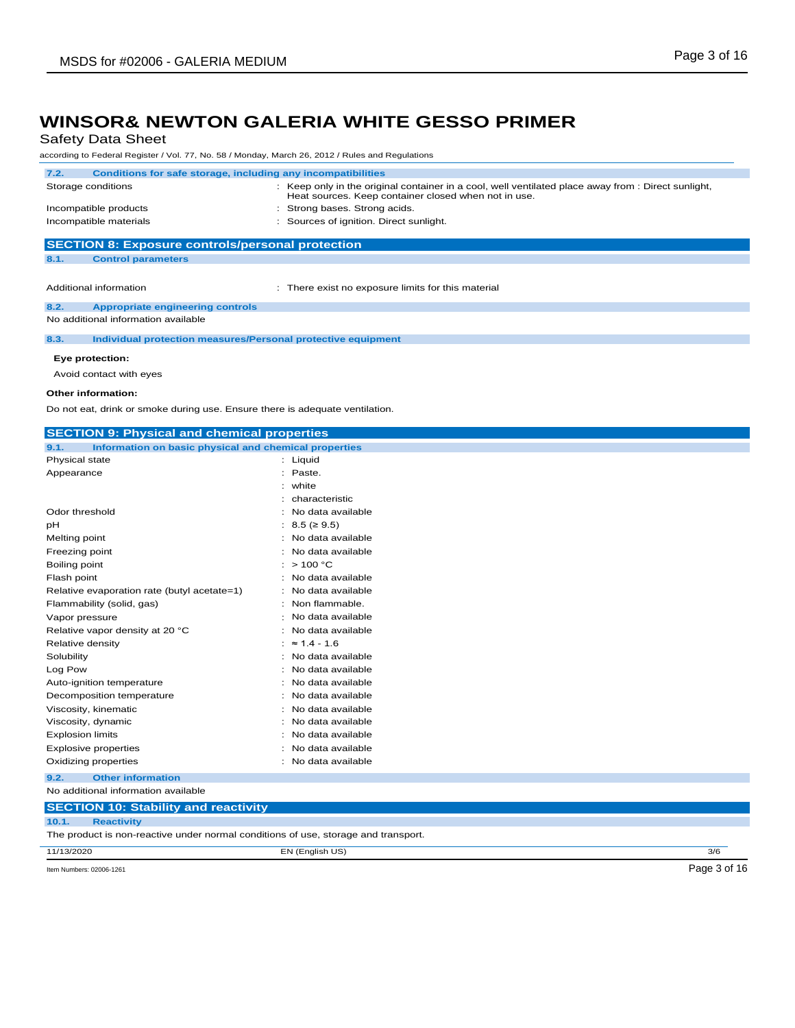# WINSOR& NEWTON GALERIA WHITE GESSO PRIMER

Safety Data Sheet

according to Federal Register / Vol. 77, No. 58 / Monday, March 26, 2012 / Rules and Regulations

### 7.2. Conditions for safe storage, including any incompatibilities

| | |
|---|---|
| Storage conditions | : Keep only in the original container in a cool, well ventilated place away from : Direct sunlight, Heat sources. Keep container closed when not in use. |
| Incompatible products | : Strong bases. Strong acids. |
| Incompatible materials | : Sources of ignition. Direct sunlight. |

## SECTION 8: Exposure controls/personal protection

### 8.1. Control parameters

| | |
|---|---|
| Additional information | : There exist no exposure limits for this material |

### 8.2. Appropriate engineering controls

No additional information available

### 8.3. Individual protection measures/Personal protective equipment

**Eye protection:**

Avoid contact with eyes

**Other information:**

Do not eat, drink or smoke during use. Ensure there is adequate ventilation.

## SECTION 9: Physical and chemical properties

### 9.1. Information on basic physical and chemical properties

| | |
|---|---|
| Physical state | : Liquid |
| Appearance | : Paste. |
| | : white |
| | : characteristic |
| Odor threshold | : No data available |
| pH | : 8.5 (≥ 9.5) |
| Melting point | : No data available |
| Freezing point | : No data available |
| Boiling point | : > 100 °C |
| Flash point | : No data available |
| Relative evaporation rate (butyl acetate=1) | : No data available |
| Flammability (solid, gas) | : Non flammable. |
| Vapor pressure | : No data available |
| Relative vapor density at 20 °C | : No data available |
| Relative density | : ≈ 1.4 - 1.6 |
| Solubility | : No data available |
| Log Pow | : No data available |
| Auto-ignition temperature | : No data available |
| Decomposition temperature | : No data available |
| Viscosity, kinematic | : No data available |
| Viscosity, dynamic | : No data available |
| Explosion limits | : No data available |
| Explosive properties | : No data available |
| Oxidizing properties | : No data available |

### 9.2. Other information

No additional information available

## SECTION 10: Stability and reactivity

### 10.1. Reactivity

The product is non-reactive under normal conditions of use, storage and transport.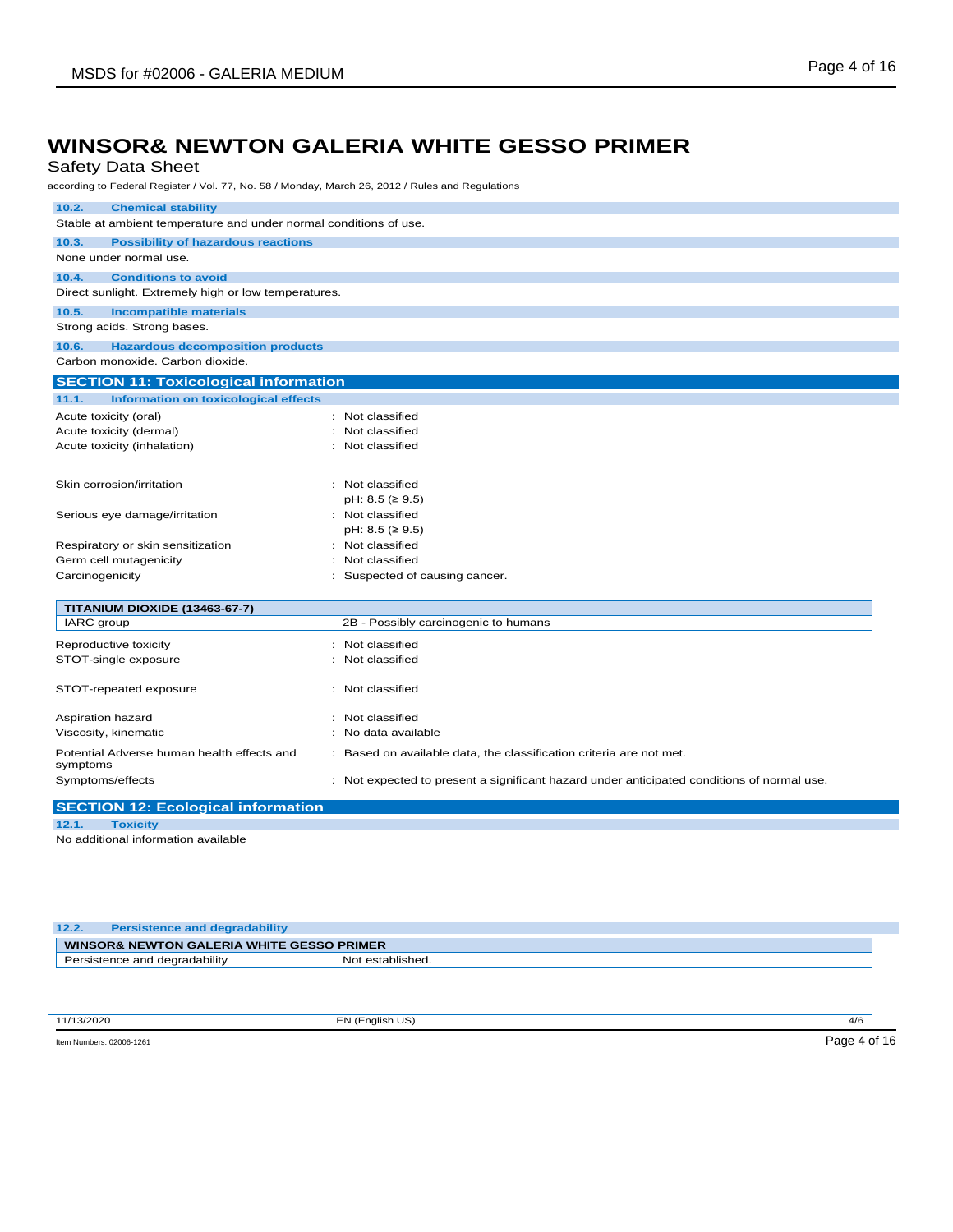# WINSOR& NEWTON GALERIA WHITE GESSO PRIMER

Safety Data Sheet

according to Federal Register / Vol. 77, No. 58 / Monday, March 26, 2012 / Rules and Regulations

### 10.2. Chemical stability

Stable at ambient temperature and under normal conditions of use.

### 10.3. Possibility of hazardous reactions

None under normal use.

### 10.4. Conditions to avoid

Direct sunlight. Extremely high or low temperatures.

### 10.5. Incompatible materials

Strong acids. Strong bases.

### 10.6. Hazardous decomposition products

Carbon monoxide. Carbon dioxide.

## SECTION 11: Toxicological information

### 11.1. Information on toxicological effects

Acute toxicity (oral) : Not classified
Acute toxicity (dermal) : Not classified
Acute toxicity (inhalation) : Not classified

Skin corrosion/irritation : Not classified
pH: 8.5 (≥ 9.5)
Serious eye damage/irritation : Not classified
pH: 8.5 (≥ 9.5)
Respiratory or skin sensitization : Not classified
Germ cell mutagenicity : Not classified
Carcinogenicity : Suspected of causing cancer.

| TITANIUM DIOXIDE (13463-67-7) | |
|---|---|
| IARC group | 2B - Possibly carcinogenic to humans |

Reproductive toxicity : Not classified
STOT-single exposure : Not classified

STOT-repeated exposure : Not classified

Aspiration hazard : Not classified
Viscosity, kinematic : No data available

Potential Adverse human health effects and symptoms : Based on available data, the classification criteria are not met.
Symptoms/effects : Not expected to present a significant hazard under anticipated conditions of normal use.

## SECTION 12: Ecological information

### 12.1. Toxicity

No additional information available

### 12.2. Persistence and degradability

| WINSOR& NEWTON GALERIA WHITE GESSO PRIMER | |
|---|---|
| Persistence and degradability | Not established. |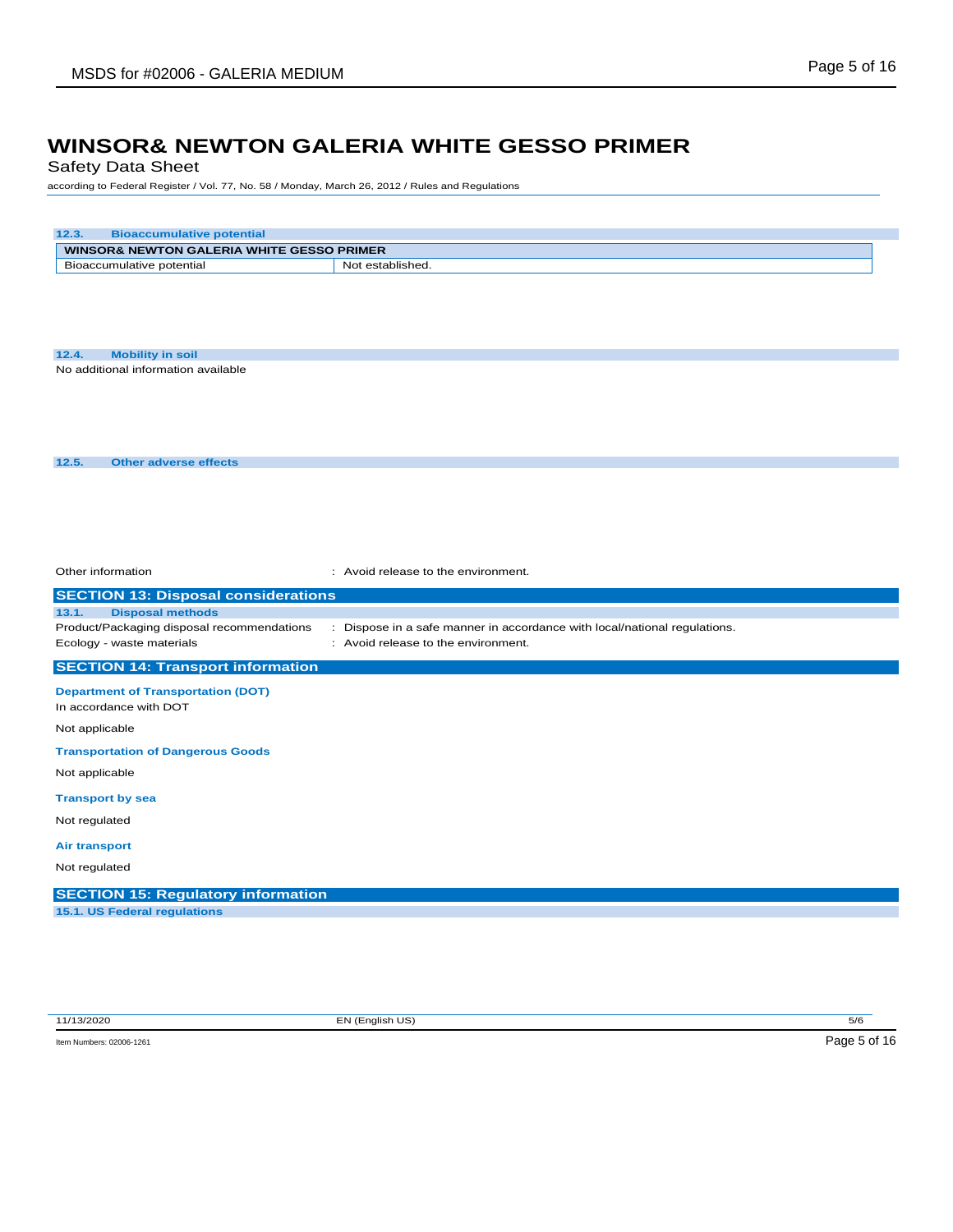# WINSOR& NEWTON GALERIA WHITE GESSO PRIMER

Safety Data Sheet

according to Federal Register / Vol. 77, No. 58 / Monday, March 26, 2012 / Rules and Regulations

### 12.3. Bioaccumulative potential

| WINSOR& NEWTON GALERIA WHITE GESSO PRIMER | |
|---|---|
| Bioaccumulative potential | Not established. |

### 12.4. Mobility in soil

No additional information available

### 12.5. Other adverse effects

Other information : Avoid release to the environment.

## SECTION 13: Disposal considerations

### 13.1. Disposal methods

Product/Packaging disposal recommendations : Dispose in a safe manner in accordance with local/national regulations.

Ecology - waste materials : Avoid release to the environment.

## SECTION 14: Transport information

**Department of Transportation (DOT)**

In accordance with DOT

Not applicable

**Transportation of Dangerous Goods**

Not applicable

**Transport by sea**

Not regulated

**Air transport**

Not regulated

## SECTION 15: Regulatory information

### 15.1. US Federal regulations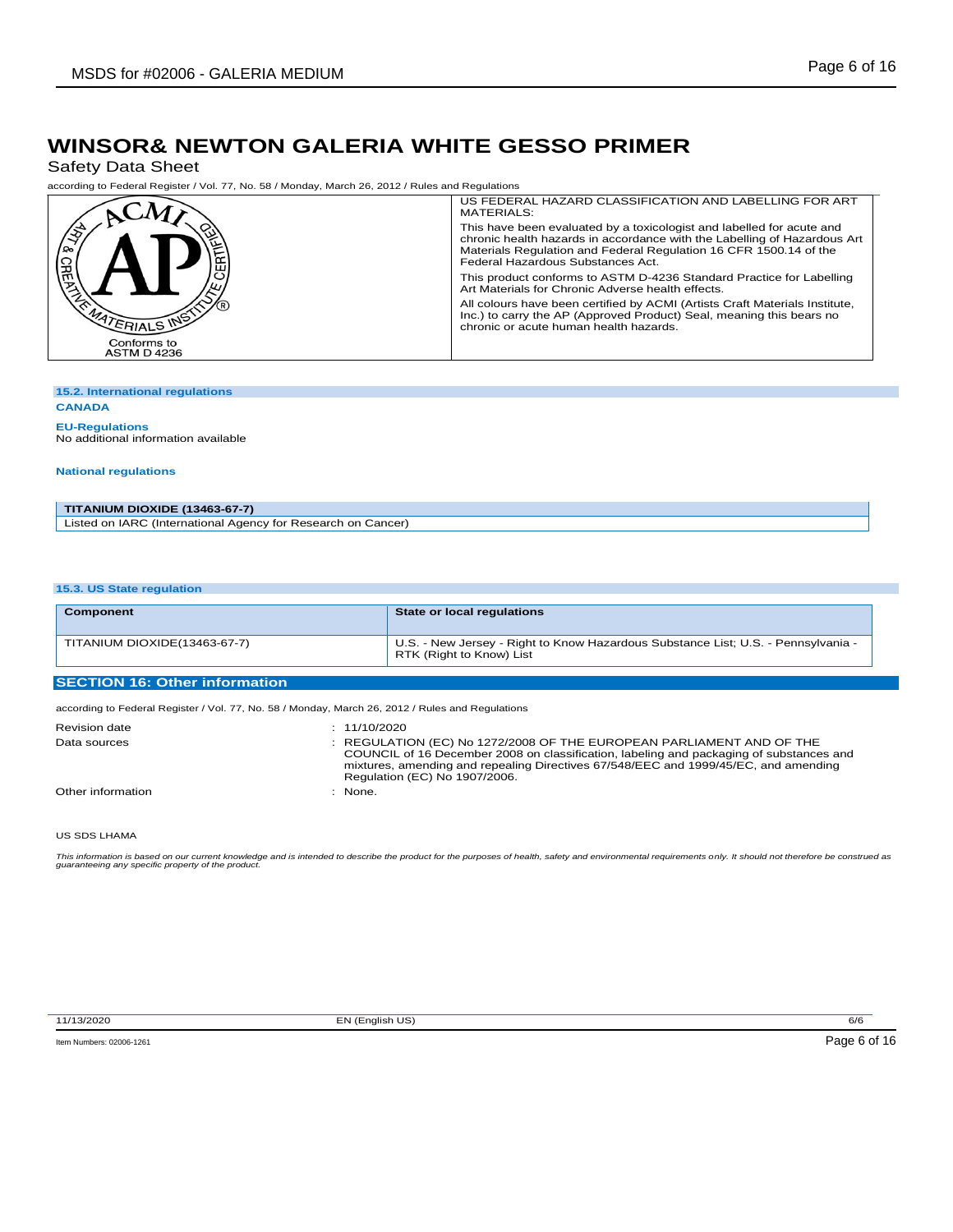# WINSOR& NEWTON GALERIA WHITE GESSO PRIMER

Safety Data Sheet

according to Federal Register / Vol. 77, No. 58 / Monday, March 26, 2012 / Rules and Regulations

| ACMI AP ART & CREATIVE MATERIALS INSTITUTE CERTIFIED ® Conforms to ASTM D 4236 | US FEDERAL HAZARD CLASSIFICATION AND LABELLING FOR ART MATERIALS:<br>This have been evaluated by a toxicologist and labelled for acute and chronic health hazards in accordance with the Labelling of Hazardous Art Materials Regulation and Federal Regulation 16 CFR 1500.14 of the Federal Hazardous Substances Act.<br>This product conforms to ASTM D-4236 Standard Practice for Labelling Art Materials for Chronic Adverse health effects.<br>All colours have been certified by ACMI (Artists Craft Materials Institute, Inc.) to carry the AP (Approved Product) Seal, meaning this bears no chronic or acute human health hazards. |
|---|---|

### 15.2. International regulations

**CANADA**

**EU-Regulations**

No additional information available

**National regulations**

| TITANIUM DIOXIDE (13463-67-7) |
|---|
| Listed on IARC (International Agency for Research on Cancer) |

### 15.3. US State regulation

| Component | State or local regulations |
|---|---|
| TITANIUM DIOXIDE(13463-67-7) | U.S. - New Jersey - Right to Know Hazardous Substance List; U.S. - Pennsylvania - RTK (Right to Know) List |

## SECTION 16: Other information

according to Federal Register / Vol. 77, No. 58 / Monday, March 26, 2012 / Rules and Regulations

| | |
|---|---|
| Revision date | : 11/10/2020 |
| Data sources | : REGULATION (EC) No 1272/2008 OF THE EUROPEAN PARLIAMENT AND OF THE COUNCIL of 16 December 2008 on classification, labeling and packaging of substances and mixtures, amending and repealing Directives 67/548/EEC and 1999/45/EC, and amending Regulation (EC) No 1907/2006. |
| Other information | : None. |

US SDS LHAMA

*This information is based on our current knowledge and is intended to describe the product for the purposes of health, safety and environmental requirements only. It should not therefore be construed as guaranteeing any specific property of the product.*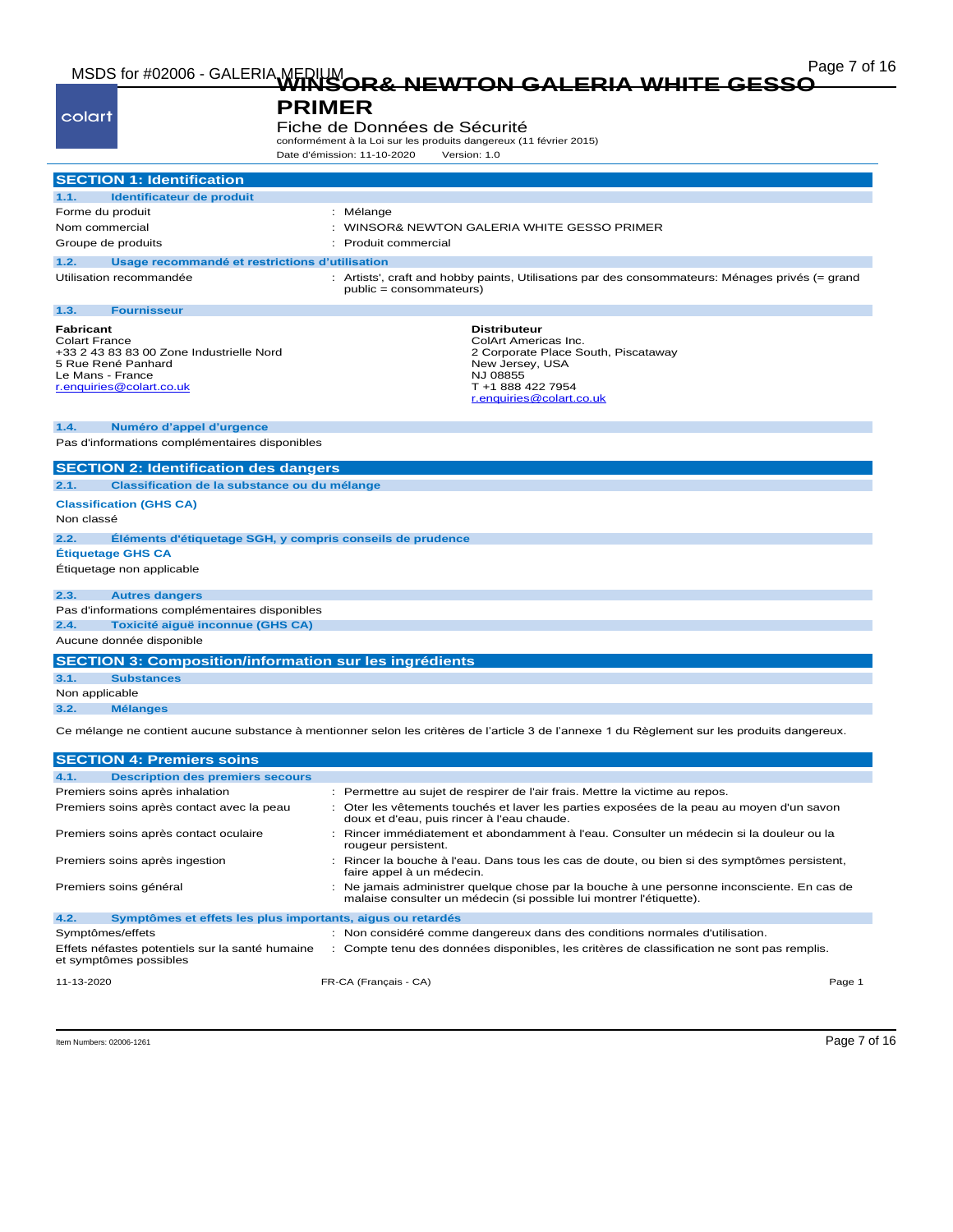# WINSOR& NEWTON GALERIA WHITE GESSO PRIMER

Fiche de Données de Sécurité

conformément à la Loi sur les produits dangereux (11 février 2015)

Date d'émission: 11-10-2020 Version: 1.0

## SECTION 1: Identification

### 1.1. Identificateur de produit

| | |
|---|---|
| Forme du produit | : Mélange |
| Nom commercial | : WINSOR& NEWTON GALERIA WHITE GESSO PRIMER |
| Groupe de produits | : Produit commercial |

### 1.2. Usage recommandé et restrictions d'utilisation

| | |
|---|---|
| Utilisation recommandée | : Artists', craft and hobby paints, Utilisations par des consommateurs: Ménages privés (= grand public = consommateurs) |

### 1.3. Fournisseur

**Fabricant**
Colart France
+33 2 43 83 83 00 Zone Industrielle Nord
5 Rue René Panhard
Le Mans - France
r.enquiries@colart.co.uk

**Distributeur**
ColArt Americas Inc.
2 Corporate Place South, Piscataway
New Jersey, USA
NJ 08855
T +1 888 422 7954
r.enquiries@colart.co.uk

### 1.4. Numéro d'appel d'urgence

Pas d'informations complémentaires disponibles

## SECTION 2: Identification des dangers

### 2.1. Classification de la substance ou du mélange

**Classification (GHS CA)**

Non classé

### 2.2. Éléments d'étiquetage SGH, y compris conseils de prudence

**Étiquetage GHS CA**

Étiquetage non applicable

### 2.3. Autres dangers

Pas d'informations complémentaires disponibles

### 2.4. Toxicité aiguë inconnue (GHS CA)

Aucune donnée disponible

## SECTION 3: Composition/information sur les ingrédients

### 3.1. Substances

Non applicable

### 3.2. Mélanges

Ce mélange ne contient aucune substance à mentionner selon les critères de l'article 3 de l'annexe 1 du Règlement sur les produits dangereux.

## SECTION 4: Premiers soins

### 4.1. Description des premiers secours

| | |
|---|---|
| Premiers soins après inhalation | : Permettre au sujet de respirer de l'air frais. Mettre la victime au repos. |
| Premiers soins après contact avec la peau | : Oter les vêtements touchés et laver les parties exposées de la peau au moyen d'un savon doux et d'eau, puis rincer à l'eau chaude. |
| Premiers soins après contact oculaire | : Rincer immédiatement et abondamment à l'eau. Consulter un médecin si la douleur ou la rougeur persistent. |
| Premiers soins après ingestion | : Rincer la bouche à l'eau. Dans tous les cas de doute, ou bien si des symptômes persistent, faire appel à un médecin. |
| Premiers soins général | : Ne jamais administrer quelque chose par la bouche à une personne inconsciente. En cas de malaise consulter un médecin (si possible lui montrer l'étiquette). |

### 4.2. Symptômes et effets les plus importants, aigus ou retardés

| | |
|---|---|
| Symptômes/effets | : Non considéré comme dangereux dans des conditions normales d'utilisation. |
| Effets néfastes potentiels sur la santé humaine et symptômes possibles | : Compte tenu des données disponibles, les critères de classification ne sont pas remplis. |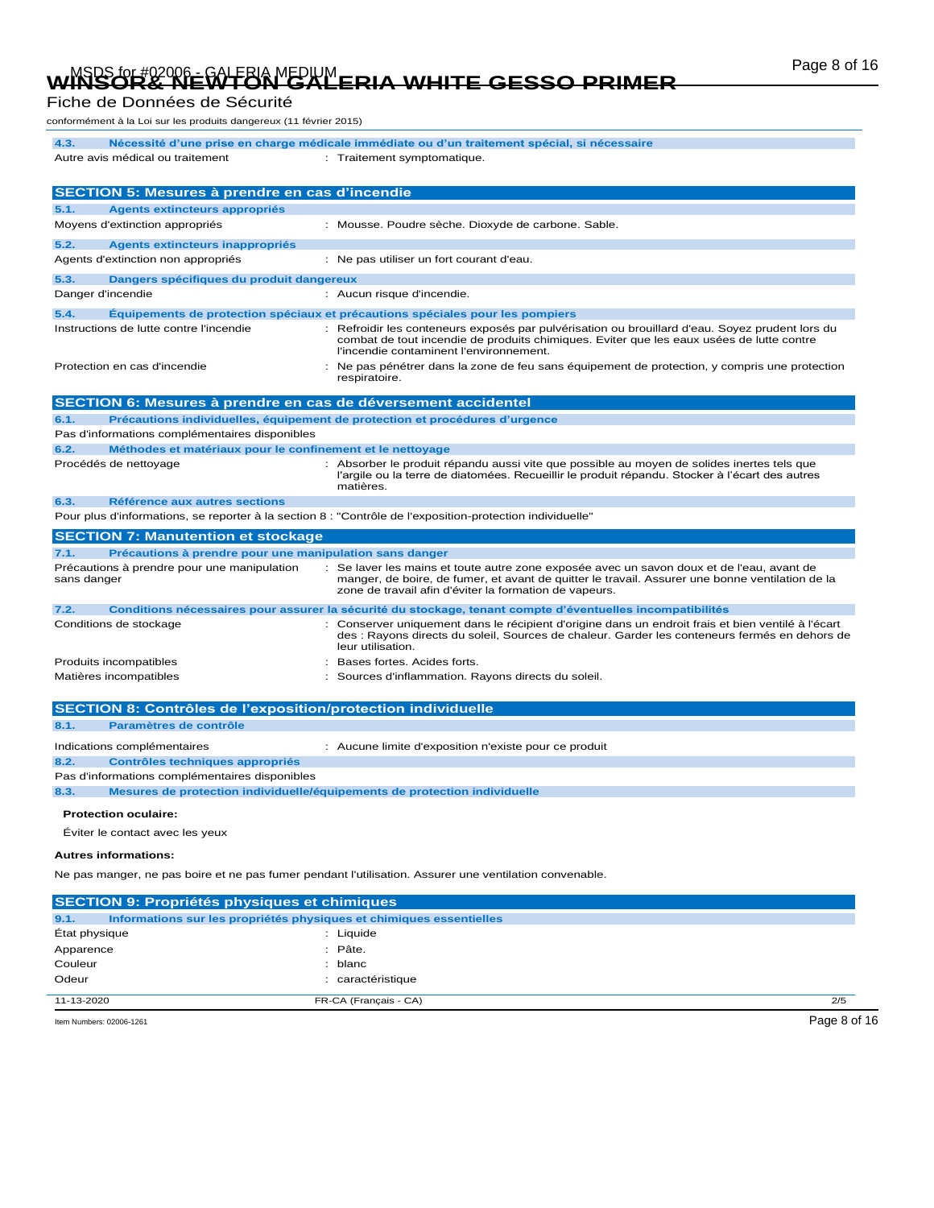Fiche de Données de Sécurité

conformément à la Loi sur les produits dangereux (11 février 2015)

#### 4.3. Nécessité d'une prise en charge médicale immédiate ou d'un traitement spécial, si nécessaire

Autre avis médical ou traitement : Traitement symptomatique.

## SECTION 5: Mesures à prendre en cas d'incendie

#### 5.1. Agents extincteurs appropriés

Moyens d'extinction appropriés : Mousse. Poudre sèche. Dioxyde de carbone. Sable.

#### 5.2. Agents extincteurs inappropriés

Agents d'extinction non appropriés : Ne pas utiliser un fort courant d'eau.

#### 5.3. Dangers spécifiques du produit dangereux

Danger d'incendie : Aucun risque d'incendie.

#### 5.4. Équipements de protection spéciaux et précautions spéciales pour les pompiers

Instructions de lutte contre l'incendie : Refroidir les conteneurs exposés par pulvérisation ou brouillard d'eau. Soyez prudent lors du combat de tout incendie de produits chimiques. Eviter que les eaux usées de lutte contre l'incendie contaminent l'environnement.

Protection en cas d'incendie : Ne pas pénétrer dans la zone de feu sans équipement de protection, y compris une protection respiratoire.

## SECTION 6: Mesures à prendre en cas de déversement accidentel

#### 6.1. Précautions individuelles, équipement de protection et procédures d'urgence

Pas d'informations complémentaires disponibles

#### 6.2. Méthodes et matériaux pour le confinement et le nettoyage

Procédés de nettoyage : Absorber le produit répandu aussi vite que possible au moyen de solides inertes tels que l'argile ou la terre de diatomées. Recueillir le produit répandu. Stocker à l'écart des autres matières.

#### 6.3. Référence aux autres sections

Pour plus d'informations, se reporter à la section 8 : "Contrôle de l'exposition-protection individuelle"

## SECTION 7: Manutention et stockage

#### 7.1. Précautions à prendre pour une manipulation sans danger

Précautions à prendre pour une manipulation sans danger : Se laver les mains et toute autre zone exposée avec un savon doux et de l'eau, avant de manger, de boire, de fumer, et avant de quitter le travail. Assurer une bonne ventilation de la zone de travail afin d'éviter la formation de vapeurs.

#### 7.2. Conditions nécessaires pour assurer la sécurité du stockage, tenant compte d'éventuelles incompatibilités

Conditions de stockage : Conserver uniquement dans le récipient d'origine dans un endroit frais et bien ventilé à l'écart des : Rayons directs du soleil, Sources de chaleur. Garder les conteneurs fermés en dehors de leur utilisation.

Produits incompatibles : Bases fortes. Acides forts.

Matières incompatibles : Sources d'inflammation. Rayons directs du soleil.

## SECTION 8: Contrôles de l'exposition/protection individuelle

#### 8.1. Paramètres de contrôle

Indications complémentaires : Aucune limite d'exposition n'existe pour ce produit

#### 8.2. Contrôles techniques appropriés

Pas d'informations complémentaires disponibles

#### 8.3. Mesures de protection individuelle/équipements de protection individuelle

**Protection oculaire:**

Éviter le contact avec les yeux

**Autres informations:**

Ne pas manger, ne pas boire et ne pas fumer pendant l'utilisation. Assurer une ventilation convenable.

## SECTION 9: Propriétés physiques et chimiques

#### 9.1. Informations sur les propriétés physiques et chimiques essentielles

État physique : Liquide

Apparence : Pâte.

Couleur : blanc

Odeur : caractéristique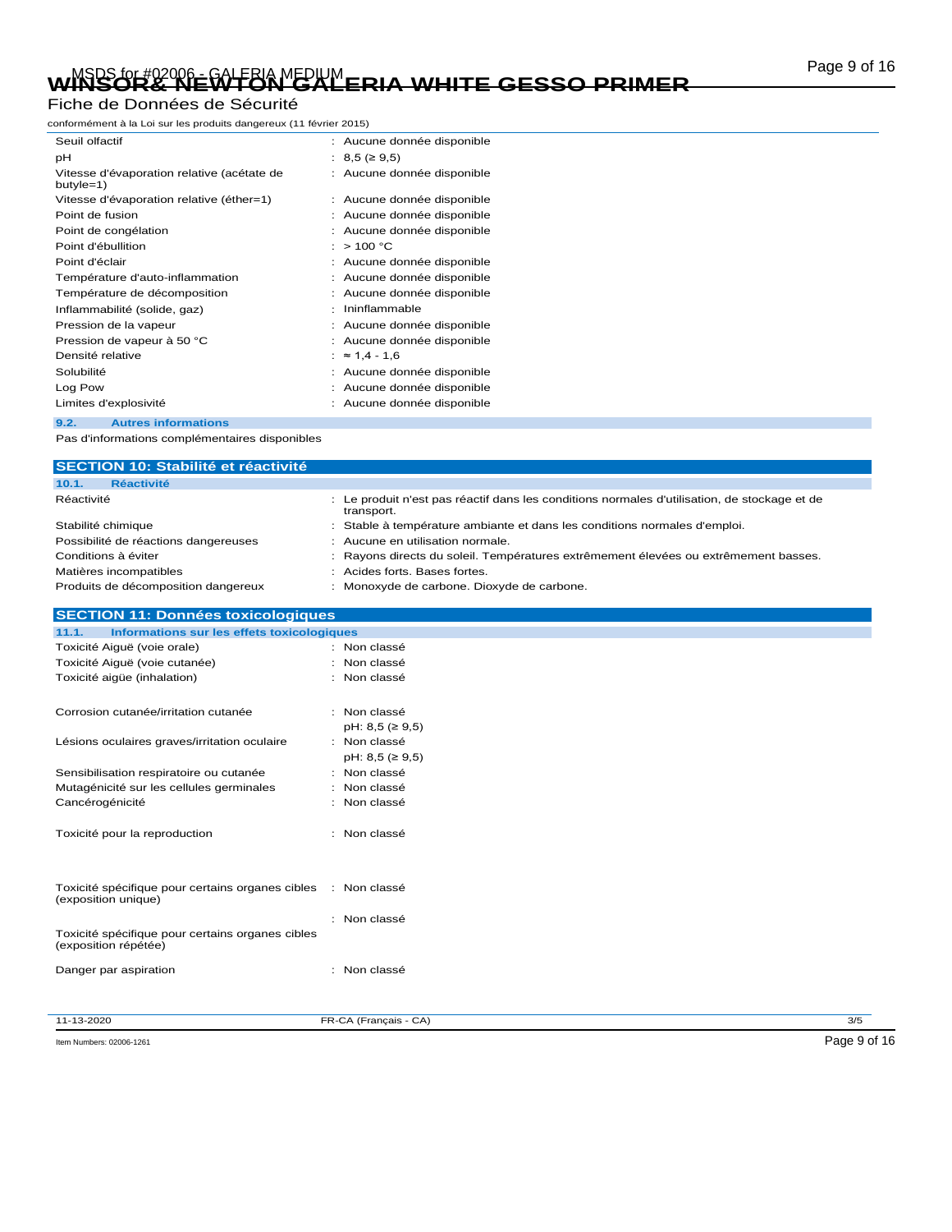| | |
|---|---|
| Seuil olfactif | : Aucune donnée disponible |
| pH | : 8,5 (≥ 9,5) |
| Vitesse d'évaporation relative (acétate de butyle=1) | : Aucune donnée disponible |
| Vitesse d'évaporation relative (éther=1) | : Aucune donnée disponible |
| Point de fusion | : Aucune donnée disponible |
| Point de congélation | : Aucune donnée disponible |
| Point d'ébullition | : > 100 °C |
| Point d'éclair | : Aucune donnée disponible |
| Température d'auto-inflammation | : Aucune donnée disponible |
| Température de décomposition | : Aucune donnée disponible |
| Inflammabilité (solide, gaz) | : Ininflammable |
| Pression de la vapeur | : Aucune donnée disponible |
| Pression de vapeur à 50 °C | : Aucune donnée disponible |
| Densité relative | : ≈ 1,4 - 1,6 |
| Solubilité | : Aucune donnée disponible |
| Log Pow | : Aucune donnée disponible |
| Limites d'explosivité | : Aucune donnée disponible |

### 9.2. Autres informations

Pas d'informations complémentaires disponibles

## SECTION 10: Stabilité et réactivité

### 10.1. Réactivité

| | |
|---|---|
| Réactivité | : Le produit n'est pas réactif dans les conditions normales d'utilisation, de stockage et de transport. |
| Stabilité chimique | : Stable à température ambiante et dans les conditions normales d'emploi. |
| Possibilité de réactions dangereuses | : Aucune en utilisation normale. |
| Conditions à éviter | : Rayons directs du soleil. Températures extrêmement élevées ou extrêmement basses. |
| Matières incompatibles | : Acides forts. Bases fortes. |
| Produits de décomposition dangereux | : Monoxyde de carbone. Dioxyde de carbone. |

## SECTION 11: Données toxicologiques

### 11.1. Informations sur les effets toxicologiques

| | |
|---|---|
| Toxicité Aiguë (voie orale) | : Non classé |
| Toxicité Aiguë (voie cutanée) | : Non classé |
| Toxicité aigüe (inhalation) | : Non classé |
| Corrosion cutanée/irritation cutanée | : Non classé<br>pH: 8,5 (≥ 9,5) |
| Lésions oculaires graves/irritation oculaire | : Non classé<br>pH: 8,5 (≥ 9,5) |
| Sensibilisation respiratoire ou cutanée | : Non classé |
| Mutagénicité sur les cellules germinales | : Non classé |
| Cancérogénicité | : Non classé |
| Toxicité pour la reproduction | : Non classé |
| Toxicité spécifique pour certains organes cibles (exposition unique) | : Non classé |
| Toxicité spécifique pour certains organes cibles (exposition répétée) | : Non classé |
| Danger par aspiration | : Non classé |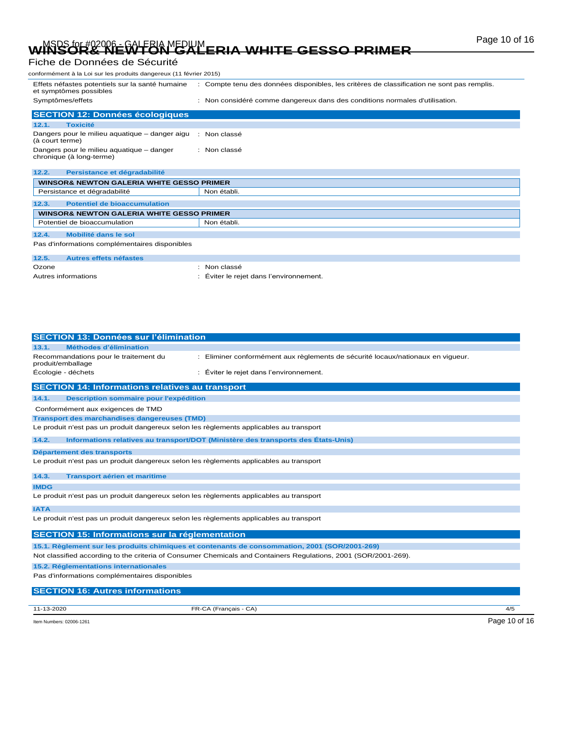Effets néfastes potentiels sur la santé humaine et symptômes possibles : Compte tenu des données disponibles, les critères de classification ne sont pas remplis.

Symptômes/effets : Non considéré comme dangereux dans des conditions normales d'utilisation.

## SECTION 12: Données écologiques

### 12.1. Toxicité

Dangers pour le milieu aquatique – danger aigu (à court terme) : Non classé

Dangers pour le milieu aquatique – danger chronique (à long-terme) : Non classé

### 12.2. Persistance et dégradabilité

| WINSOR& NEWTON GALERIA WHITE GESSO PRIMER | |
|---|---|
| Persistance et dégradabilité | Non établi. |

### 12.3. Potentiel de bioaccumulation

| WINSOR& NEWTON GALERIA WHITE GESSO PRIMER | |
|---|---|
| Potentiel de bioaccumulation | Non établi. |

### 12.4. Mobilité dans le sol

Pas d'informations complémentaires disponibles

### 12.5. Autres effets néfastes

Ozone : Non classé

Autres informations : Éviter le rejet dans l'environnement.

## SECTION 13: Données sur l'élimination

### 13.1. Méthodes d'élimination

Recommandations pour le traitement du produit/emballage : Eliminer conformément aux règlements de sécurité locaux/nationaux en vigueur.

Écologie - déchets : Éviter le rejet dans l'environnement.

## SECTION 14: Informations relatives au transport

### 14.1. Description sommaire pour l'expédition

Conformément aux exigences de TMD

**Transport des marchandises dangereuses (TMD)**

Le produit n'est pas un produit dangereux selon les règlements applicables au transport

### 14.2. Informations relatives au transport/DOT (Ministère des transports des États-Unis)

**Département des transports**

Le produit n'est pas un produit dangereux selon les règlements applicables au transport

### 14.3. Transport aérien et maritime

**IMDG**

Le produit n'est pas un produit dangereux selon les règlements applicables au transport

**IATA**

Le produit n'est pas un produit dangereux selon les règlements applicables au transport

## SECTION 15: Informations sur la réglementation

### 15.1. Règlement sur les produits chimiques et contenants de consommation, 2001 (SOR/2001-269)

Not classified according to the criteria of Consumer Chemicals and Containers Regulations, 2001 (SOR/2001-269).

### 15.2. Réglementations internationales

Pas d'informations complémentaires disponibles

## SECTION 16: Autres informations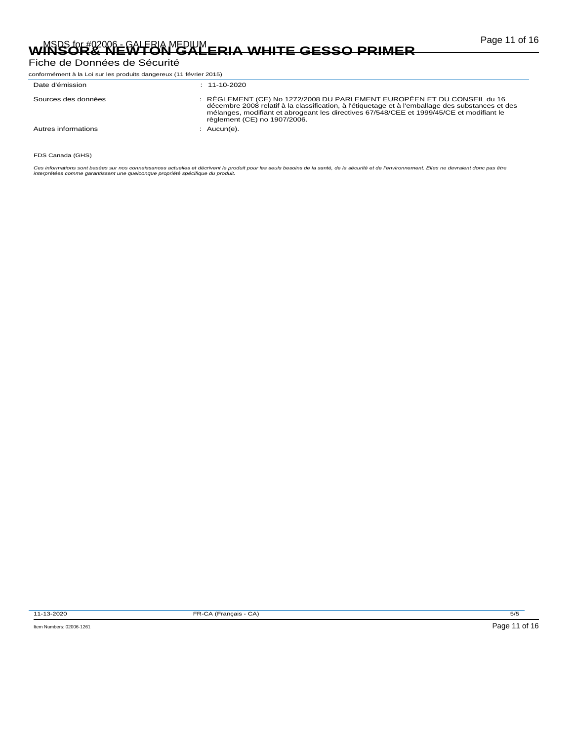Fiche de Données de Sécurité

conformément à la Loi sur les produits dangereux (11 février 2015)

| | |
|---|---|
| Date d'émission | : 11-10-2020 |
| Sources des données | : RÈGLEMENT (CE) No 1272/2008 DU PARLEMENT EUROPÉEN ET DU CONSEIL du 16 décembre 2008 relatif à la classification, à l'étiquetage et à l'emballage des substances et des mélanges, modifiant et abrogeant les directives 67/548/CEE et 1999/45/CE et modifiant le règlement (CE) no 1907/2006. |
| Autres informations | : Aucun(e). |

FDS Canada (GHS)

*Ces informations sont basées sur nos connaissances actuelles et décrivent le produit pour les seuls besoins de la santé, de la sécurité et de l'environnement. Elles ne devraient donc pas être interprétées comme garantissant une quelconque propriété spécifique du produit.*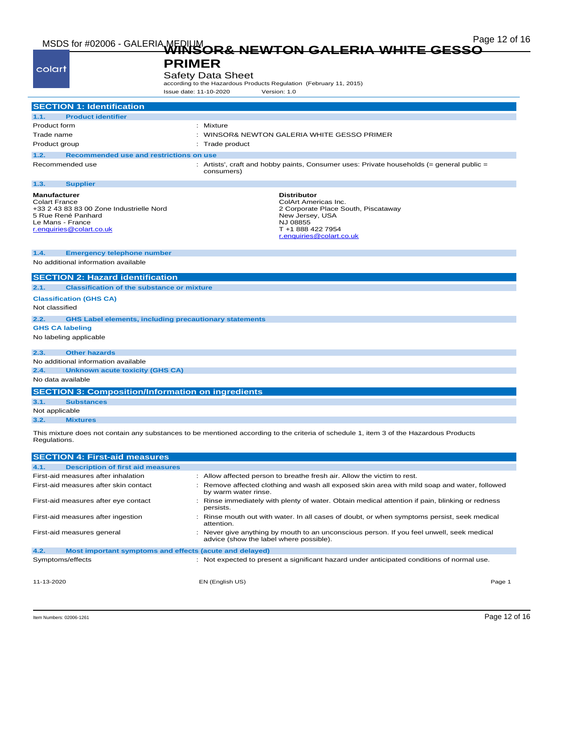# WINSOR& NEWTON GALERIA WHITE GESSO PRIMER

Safety Data Sheet

according to the Hazardous Products Regulation (February 11, 2015)

Issue date: 11-10-2020 Version: 1.0

## SECTION 1: Identification

### 1.1. Product identifier

| | |
|---|---|
| Product form | : Mixture |
| Trade name | : WINSOR& NEWTON GALERIA WHITE GESSO PRIMER |
| Product group | : Trade product |

### 1.2. Recommended use and restrictions on use

| | |
|---|---|
| Recommended use | : Artists', craft and hobby paints, Consumer uses: Private households (= general public = consumers) |

### 1.3. Supplier

**Manufacturer**
Colart France
+33 2 43 83 83 00 Zone Industrielle Nord
5 Rue René Panhard
Le Mans - France
r.enquiries@colart.co.uk

**Distributor**
ColArt Americas Inc.
2 Corporate Place South, Piscataway
New Jersey, USA
NJ 08855
T +1 888 422 7954
r.enquiries@colart.co.uk

### 1.4. Emergency telephone number

No additional information available

## SECTION 2: Hazard identification

### 2.1. Classification of the substance or mixture

**Classification (GHS CA)**

Not classified

### 2.2. GHS Label elements, including precautionary statements

**GHS CA labeling**

No labeling applicable

### 2.3. Other hazards

No additional information available

### 2.4. Unknown acute toxicity (GHS CA)

No data available

## SECTION 3: Composition/Information on ingredients

### 3.1. Substances

Not applicable

### 3.2. Mixtures

This mixture does not contain any substances to be mentioned according to the criteria of schedule 1, item 3 of the Hazardous Products Regulations.

## SECTION 4: First-aid measures

### 4.1. Description of first aid measures

| | |
|---|---|
| First-aid measures after inhalation | : Allow affected person to breathe fresh air. Allow the victim to rest. |
| First-aid measures after skin contact | : Remove affected clothing and wash all exposed skin area with mild soap and water, followed by warm water rinse. |
| First-aid measures after eye contact | : Rinse immediately with plenty of water. Obtain medical attention if pain, blinking or redness persists. |
| First-aid measures after ingestion | : Rinse mouth out with water. In all cases of doubt, or when symptoms persist, seek medical attention. |
| First-aid measures general | : Never give anything by mouth to an unconscious person. If you feel unwell, seek medical advice (show the label where possible). |

### 4.2. Most important symptoms and effects (acute and delayed)

| | |
|---|---|
| Symptoms/effects | : Not expected to present a significant hazard under anticipated conditions of normal use. |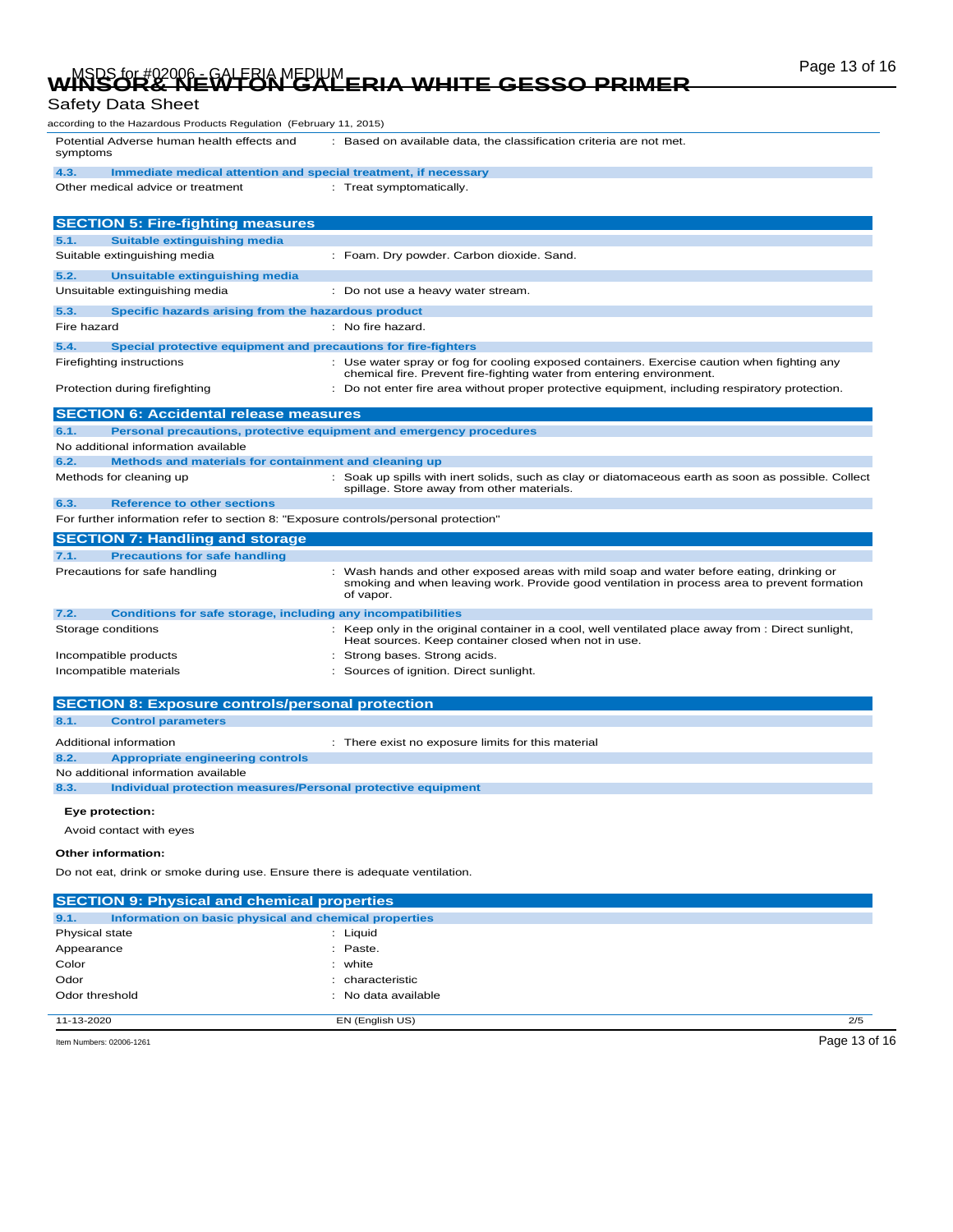Potential Adverse human health effects and symptoms : Based on available data, the classification criteria are not met.

**4.3. Immediate medical attention and special treatment, if necessary**

Other medical advice or treatment : Treat symptomatically.

## SECTION 5: Fire-fighting measures

**5.1. Suitable extinguishing media**

Suitable extinguishing media : Foam. Dry powder. Carbon dioxide. Sand.

**5.2. Unsuitable extinguishing media**

Unsuitable extinguishing media : Do not use a heavy water stream.

**5.3. Specific hazards arising from the hazardous product**

Fire hazard : No fire hazard.

**5.4. Special protective equipment and precautions for fire-fighters**

Firefighting instructions : Use water spray or fog for cooling exposed containers. Exercise caution when fighting any chemical fire. Prevent fire-fighting water from entering environment.

Protection during firefighting : Do not enter fire area without proper protective equipment, including respiratory protection.

## SECTION 6: Accidental release measures

**6.1. Personal precautions, protective equipment and emergency procedures**

No additional information available

**6.2. Methods and materials for containment and cleaning up**

Methods for cleaning up : Soak up spills with inert solids, such as clay or diatomaceous earth as soon as possible. Collect spillage. Store away from other materials.

**6.3. Reference to other sections**

For further information refer to section 8: "Exposure controls/personal protection"

## SECTION 7: Handling and storage

**7.1. Precautions for safe handling**

Precautions for safe handling : Wash hands and other exposed areas with mild soap and water before eating, drinking or smoking and when leaving work. Provide good ventilation in process area to prevent formation of vapor.

**7.2. Conditions for safe storage, including any incompatibilities**

Storage conditions : Keep only in the original container in a cool, well ventilated place away from : Direct sunlight, Heat sources. Keep container closed when not in use.

Incompatible products : Strong bases. Strong acids.

Incompatible materials : Sources of ignition. Direct sunlight.

## SECTION 8: Exposure controls/personal protection

**8.1. Control parameters**

Additional information : There exist no exposure limits for this material

**8.2. Appropriate engineering controls**

No additional information available

**8.3. Individual protection measures/Personal protective equipment**

**Eye protection:**

Avoid contact with eyes

**Other information:**

Do not eat, drink or smoke during use. Ensure there is adequate ventilation.

## SECTION 9: Physical and chemical properties

**9.1. Information on basic physical and chemical properties**

Physical state : Liquid

Appearance : Paste.

Color : white

Odor : characteristic

Odor threshold : No data available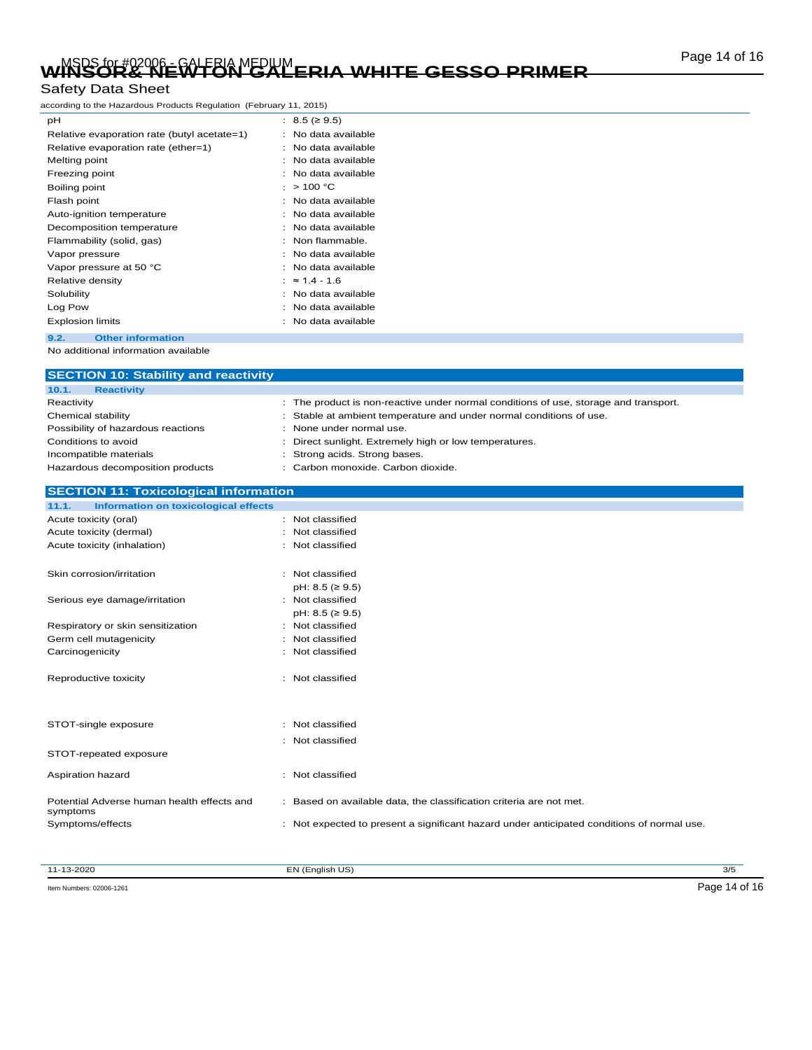| | |
|---|---|
| pH | : 8.5 (≥ 9.5) |
| Relative evaporation rate (butyl acetate=1) | : No data available |
| Relative evaporation rate (ether=1) | : No data available |
| Melting point | : No data available |
| Freezing point | : No data available |
| Boiling point | : > 100 °C |
| Flash point | : No data available |
| Auto-ignition temperature | : No data available |
| Decomposition temperature | : No data available |
| Flammability (solid, gas) | : Non flammable. |
| Vapor pressure | : No data available |
| Vapor pressure at 50 °C | : No data available |
| Relative density | : ≈ 1.4 - 1.6 |
| Solubility | : No data available |
| Log Pow | : No data available |
| Explosion limits | : No data available |

### 9.2. Other information

No additional information available

## SECTION 10: Stability and reactivity

### 10.1. Reactivity

| | |
|---|---|
| Reactivity | : The product is non-reactive under normal conditions of use, storage and transport. |
| Chemical stability | : Stable at ambient temperature and under normal conditions of use. |
| Possibility of hazardous reactions | : None under normal use. |
| Conditions to avoid | : Direct sunlight. Extremely high or low temperatures. |
| Incompatible materials | : Strong acids. Strong bases. |
| Hazardous decomposition products | : Carbon monoxide. Carbon dioxide. |

## SECTION 11: Toxicological information

### 11.1. Information on toxicological effects

| | |
|---|---|
| Acute toxicity (oral) | : Not classified |
| Acute toxicity (dermal) | : Not classified |
| Acute toxicity (inhalation) | : Not classified |
| Skin corrosion/irritation | : Not classified<br>pH: 8.5 (≥ 9.5) |
| Serious eye damage/irritation | : Not classified<br>pH: 8.5 (≥ 9.5) |
| Respiratory or skin sensitization | : Not classified |
| Germ cell mutagenicity | : Not classified |
| Carcinogenicity | : Not classified |
| Reproductive toxicity | : Not classified |
| STOT-single exposure | : Not classified |
| STOT-repeated exposure | : Not classified |
| Aspiration hazard | : Not classified |
| Potential Adverse human health effects and symptoms | : Based on available data, the classification criteria are not met. |
| Symptoms/effects | : Not expected to present a significant hazard under anticipated conditions of normal use. |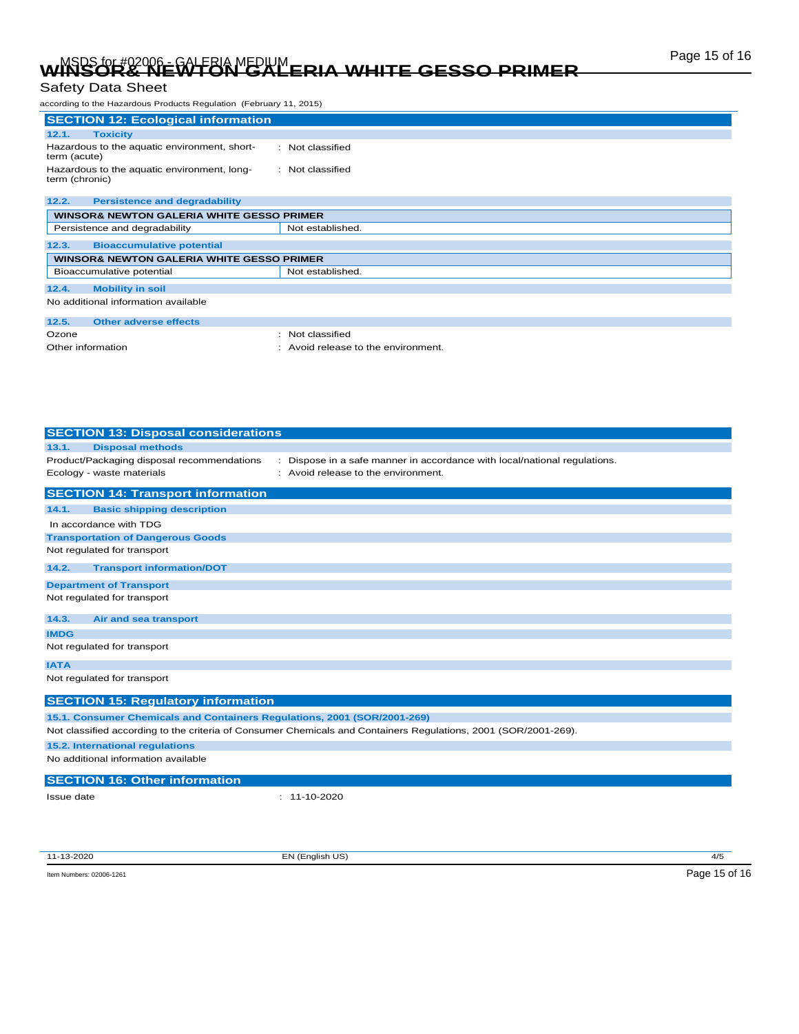## SECTION 12: Ecological information

### 12.1. Toxicity

| | |
|---|---|
| Hazardous to the aquatic environment, short-term (acute) | : Not classified |
| Hazardous to the aquatic environment, long-term (chronic) | : Not classified |

### 12.2. Persistence and degradability

| WINSOR& NEWTON GALERIA WHITE GESSO PRIMER | |
|---|---|
| Persistence and degradability | Not established. |

### 12.3. Bioaccumulative potential

| WINSOR& NEWTON GALERIA WHITE GESSO PRIMER | |
|---|---|
| Bioaccumulative potential | Not established. |

### 12.4. Mobility in soil

No additional information available

### 12.5. Other adverse effects

| | |
|---|---|
| Ozone | : Not classified |
| Other information | : Avoid release to the environment. |

## SECTION 13: Disposal considerations

### 13.1. Disposal methods

| | |
|---|---|
| Product/Packaging disposal recommendations | : Dispose in a safe manner in accordance with local/national regulations. |
| Ecology - waste materials | : Avoid release to the environment. |

## SECTION 14: Transport information

### 14.1. Basic shipping description

In accordance with TDG

**Transportation of Dangerous Goods**

Not regulated for transport

### 14.2. Transport information/DOT

**Department of Transport**

Not regulated for transport

### 14.3. Air and sea transport

**IMDG**

Not regulated for transport

**IATA**

Not regulated for transport

## SECTION 15: Regulatory information

### 15.1. Consumer Chemicals and Containers Regulations, 2001 (SOR/2001-269)

Not classified according to the criteria of Consumer Chemicals and Containers Regulations, 2001 (SOR/2001-269).

### 15.2. International regulations

No additional information available

## SECTION 16: Other information

Issue date : 11-10-2020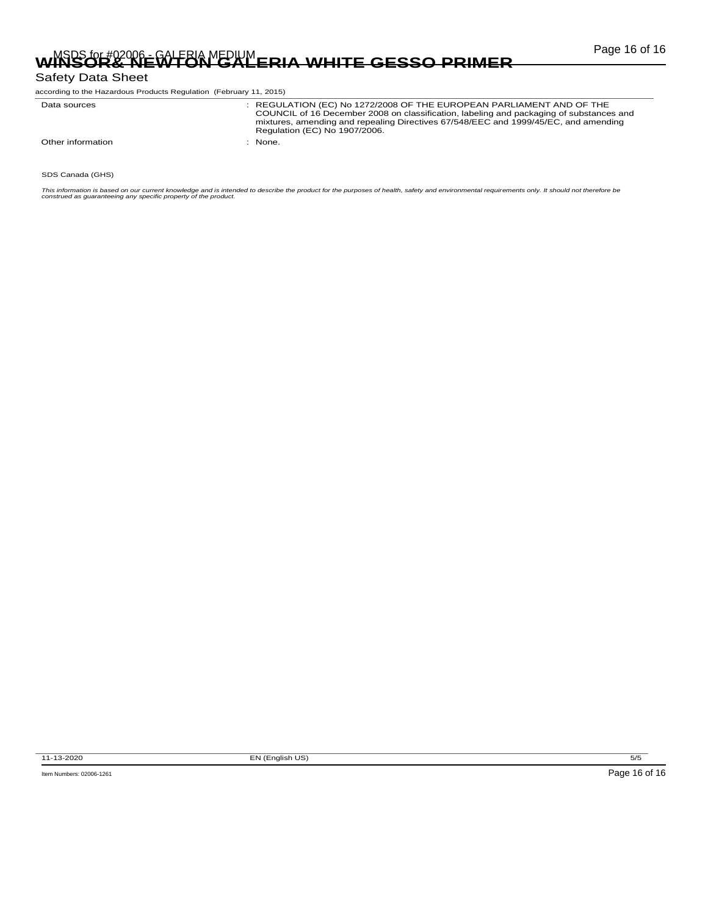Data sources : REGULATION (EC) No 1272/2008 OF THE EUROPEAN PARLIAMENT AND OF THE COUNCIL of 16 December 2008 on classification, labeling and packaging of substances and mixtures, amending and repealing Directives 67/548/EEC and 1999/45/EC, and amending Regulation (EC) No 1907/2006.

Other information : None.

SDS Canada (GHS)

*This information is based on our current knowledge and is intended to describe the product for the purposes of health, safety and environmental requirements only. It should not therefore be construed as guaranteeing any specific property of the product.*